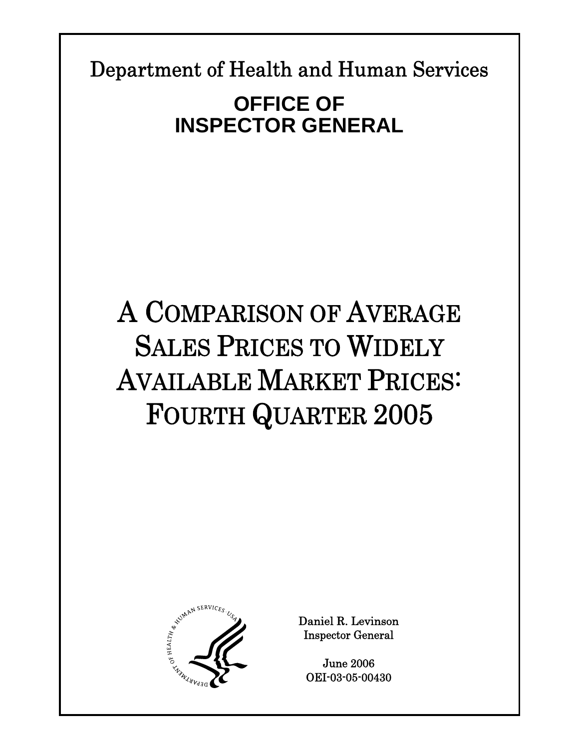Department of Health and Human Services

# OFFICE OF INSPECTOR GENERAL

# A COMPARISON OF AVERAGE SALES PRICES TO WIDELY AVAILABLE MARKET PRICES: FOURTH QUARTER 2005

Daniel R. Levinson
Inspector General

June 2006
OEI-03-05-00430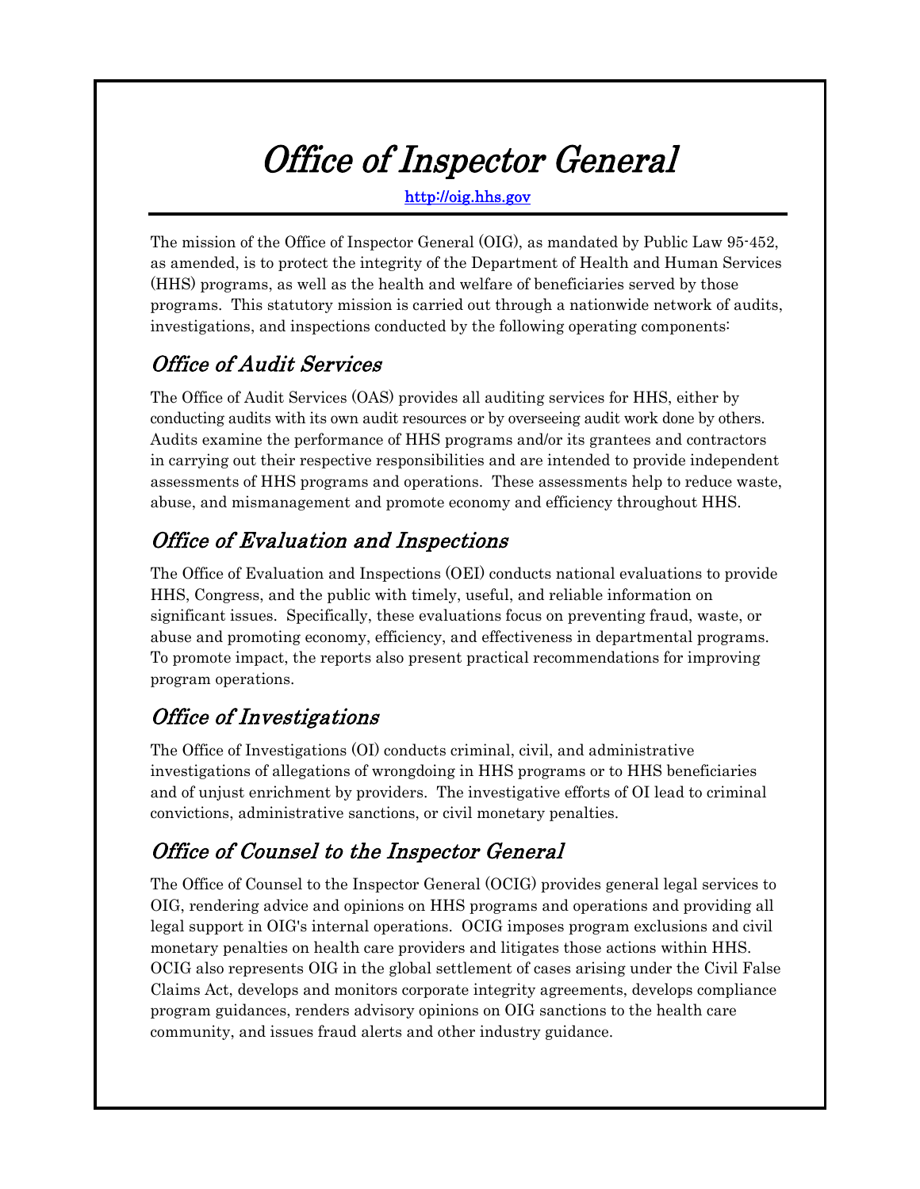# *Office of Inspector General*

http://oig.hhs.gov

The mission of the Office of Inspector General (OIG), as mandated by Public Law 95-452, as amended, is to protect the integrity of the Department of Health and Human Services (HHS) programs, as well as the health and welfare of beneficiaries served by those programs. This statutory mission is carried out through a nationwide network of audits, investigations, and inspections conducted by the following operating components:

## *Office of Audit Services*

The Office of Audit Services (OAS) provides all auditing services for HHS, either by conducting audits with its own audit resources or by overseeing audit work done by others. Audits examine the performance of HHS programs and/or its grantees and contractors in carrying out their respective responsibilities and are intended to provide independent assessments of HHS programs and operations. These assessments help to reduce waste, abuse, and mismanagement and promote economy and efficiency throughout HHS.

## *Office of Evaluation and Inspections*

The Office of Evaluation and Inspections (OEI) conducts national evaluations to provide HHS, Congress, and the public with timely, useful, and reliable information on significant issues. Specifically, these evaluations focus on preventing fraud, waste, or abuse and promoting economy, efficiency, and effectiveness in departmental programs. To promote impact, the reports also present practical recommendations for improving program operations.

## *Office of Investigations*

The Office of Investigations (OI) conducts criminal, civil, and administrative investigations of allegations of wrongdoing in HHS programs or to HHS beneficiaries and of unjust enrichment by providers. The investigative efforts of OI lead to criminal convictions, administrative sanctions, or civil monetary penalties.

## *Office of Counsel to the Inspector General*

The Office of Counsel to the Inspector General (OCIG) provides general legal services to OIG, rendering advice and opinions on HHS programs and operations and providing all legal support in OIG's internal operations. OCIG imposes program exclusions and civil monetary penalties on health care providers and litigates those actions within HHS. OCIG also represents OIG in the global settlement of cases arising under the Civil False Claims Act, develops and monitors corporate integrity agreements, develops compliance program guidances, renders advisory opinions on OIG sanctions to the health care community, and issues fraud alerts and other industry guidance.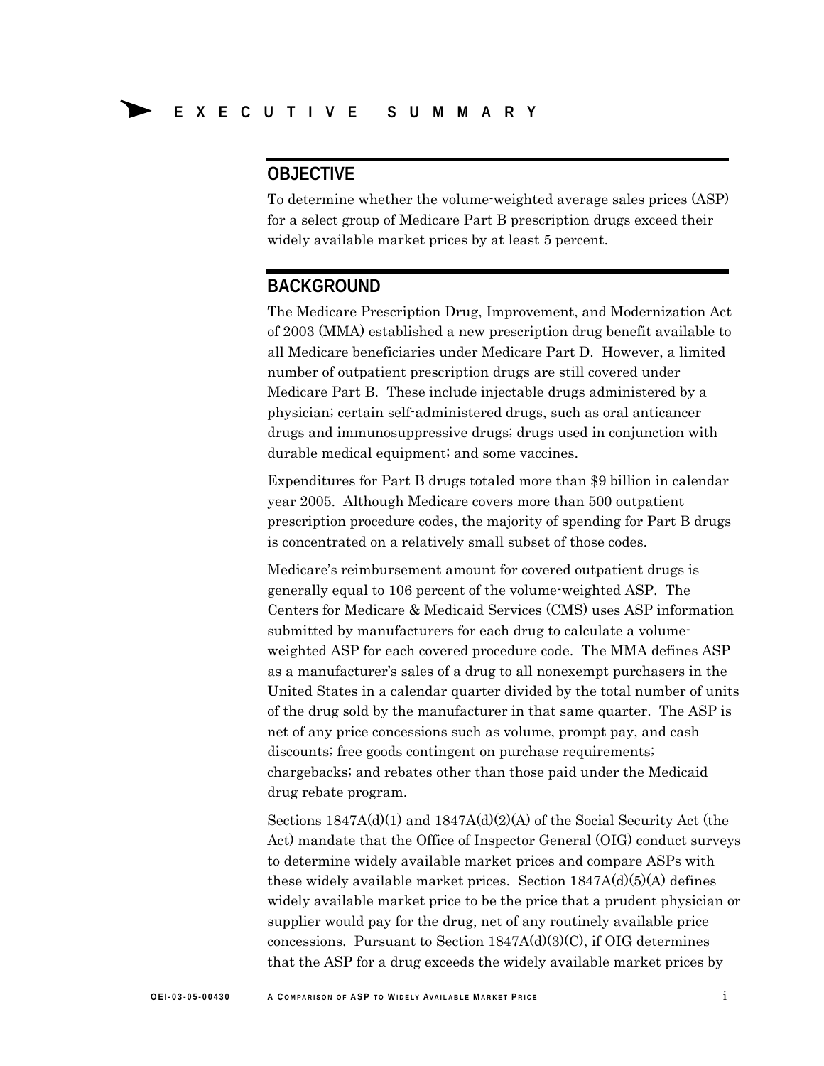# EXECUTIVE SUMMARY

## OBJECTIVE

To determine whether the volume-weighted average sales prices (ASP) for a select group of Medicare Part B prescription drugs exceed their widely available market prices by at least 5 percent.

## BACKGROUND

The Medicare Prescription Drug, Improvement, and Modernization Act of 2003 (MMA) established a new prescription drug benefit available to all Medicare beneficiaries under Medicare Part D. However, a limited number of outpatient prescription drugs are still covered under Medicare Part B. These include injectable drugs administered by a physician; certain self-administered drugs, such as oral anticancer drugs and immunosuppressive drugs; drugs used in conjunction with durable medical equipment; and some vaccines.

Expenditures for Part B drugs totaled more than $9 billion in calendar year 2005. Although Medicare covers more than 500 outpatient prescription procedure codes, the majority of spending for Part B drugs is concentrated on a relatively small subset of those codes.

Medicare's reimbursement amount for covered outpatient drugs is generally equal to 106 percent of the volume-weighted ASP. The Centers for Medicare & Medicaid Services (CMS) uses ASP information submitted by manufacturers for each drug to calculate a volume-weighted ASP for each covered procedure code. The MMA defines ASP as a manufacturer's sales of a drug to all nonexempt purchasers in the United States in a calendar quarter divided by the total number of units of the drug sold by the manufacturer in that same quarter. The ASP is net of any price concessions such as volume, prompt pay, and cash discounts; free goods contingent on purchase requirements; chargebacks; and rebates other than those paid under the Medicaid drug rebate program.

Sections 1847A(d)(1) and 1847A(d)(2)(A) of the Social Security Act (the Act) mandate that the Office of Inspector General (OIG) conduct surveys to determine widely available market prices and compare ASPs with these widely available market prices. Section 1847A(d)(5)(A) defines widely available market price to be the price that a prudent physician or supplier would pay for the drug, net of any routinely available price concessions. Pursuant to Section 1847A(d)(3)(C), if OIG determines that the ASP for a drug exceeds the widely available market prices by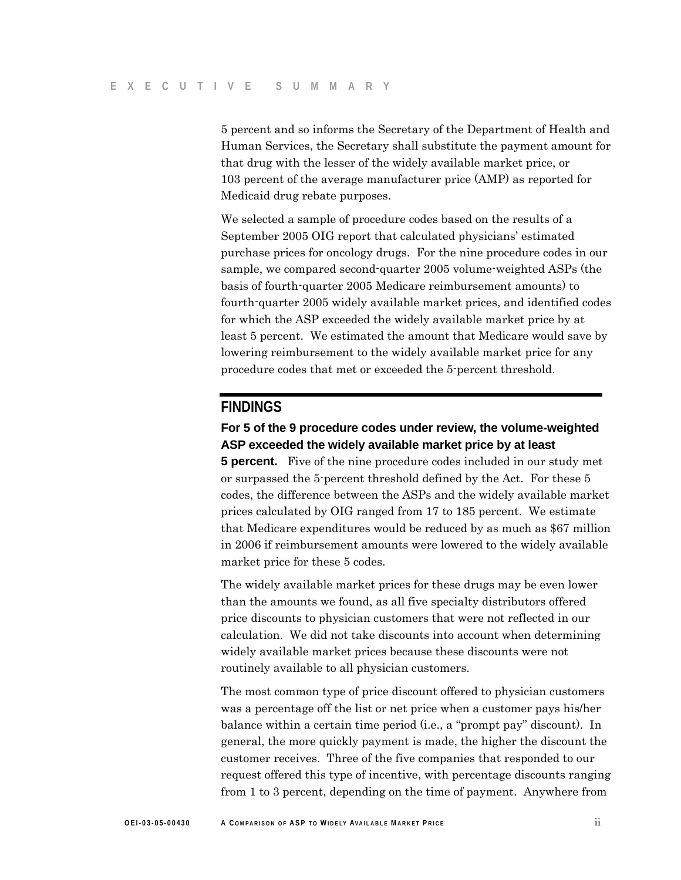5 percent and so informs the Secretary of the Department of Health and Human Services, the Secretary shall substitute the payment amount for that drug with the lesser of the widely available market price, or 103 percent of the average manufacturer price (AMP) as reported for Medicaid drug rebate purposes.

We selected a sample of procedure codes based on the results of a September 2005 OIG report that calculated physicians' estimated purchase prices for oncology drugs. For the nine procedure codes in our sample, we compared second-quarter 2005 volume-weighted ASPs (the basis of fourth-quarter 2005 Medicare reimbursement amounts) to fourth-quarter 2005 widely available market prices, and identified codes for which the ASP exceeded the widely available market price by at least 5 percent. We estimated the amount that Medicare would save by lowering reimbursement to the widely available market price for any procedure codes that met or exceeded the 5-percent threshold.

## FINDINGS

**For 5 of the 9 procedure codes under review, the volume-weighted ASP exceeded the widely available market price by at least 5 percent.** Five of the nine procedure codes included in our study met or surpassed the 5-percent threshold defined by the Act. For these 5 codes, the difference between the ASPs and the widely available market prices calculated by OIG ranged from 17 to 185 percent. We estimate that Medicare expenditures would be reduced by as much as $67 million in 2006 if reimbursement amounts were lowered to the widely available market price for these 5 codes.

The widely available market prices for these drugs may be even lower than the amounts we found, as all five specialty distributors offered price discounts to physician customers that were not reflected in our calculation. We did not take discounts into account when determining widely available market prices because these discounts were not routinely available to all physician customers.

The most common type of price discount offered to physician customers was a percentage off the list or net price when a customer pays his/her balance within a certain time period (i.e., a "prompt pay" discount). In general, the more quickly payment is made, the higher the discount the customer receives. Three of the five companies that responded to our request offered this type of incentive, with percentage discounts ranging from 1 to 3 percent, depending on the time of payment. Anywhere from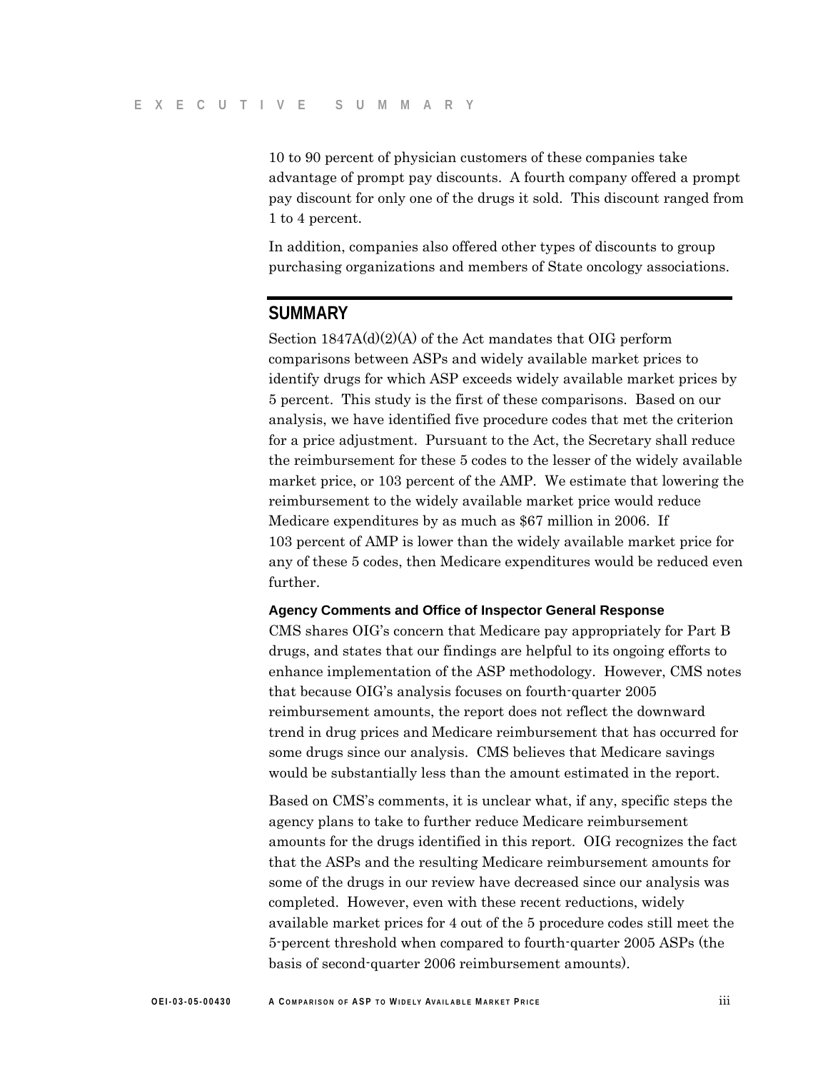10 to 90 percent of physician customers of these companies take advantage of prompt pay discounts. A fourth company offered a prompt pay discount for only one of the drugs it sold. This discount ranged from 1 to 4 percent.

In addition, companies also offered other types of discounts to group purchasing organizations and members of State oncology associations.

## SUMMARY

Section 1847A(d)(2)(A) of the Act mandates that OIG perform comparisons between ASPs and widely available market prices to identify drugs for which ASP exceeds widely available market prices by 5 percent. This study is the first of these comparisons. Based on our analysis, we have identified five procedure codes that met the criterion for a price adjustment. Pursuant to the Act, the Secretary shall reduce the reimbursement for these 5 codes to the lesser of the widely available market price, or 103 percent of the AMP. We estimate that lowering the reimbursement to the widely available market price would reduce Medicare expenditures by as much as $67 million in 2006. If 103 percent of AMP is lower than the widely available market price for any of these 5 codes, then Medicare expenditures would be reduced even further.

### Agency Comments and Office of Inspector General Response

CMS shares OIG's concern that Medicare pay appropriately for Part B drugs, and states that our findings are helpful to its ongoing efforts to enhance implementation of the ASP methodology. However, CMS notes that because OIG's analysis focuses on fourth-quarter 2005 reimbursement amounts, the report does not reflect the downward trend in drug prices and Medicare reimbursement that has occurred for some drugs since our analysis. CMS believes that Medicare savings would be substantially less than the amount estimated in the report.

Based on CMS's comments, it is unclear what, if any, specific steps the agency plans to take to further reduce Medicare reimbursement amounts for the drugs identified in this report. OIG recognizes the fact that the ASPs and the resulting Medicare reimbursement amounts for some of the drugs in our review have decreased since our analysis was completed. However, even with these recent reductions, widely available market prices for 4 out of the 5 procedure codes still meet the 5-percent threshold when compared to fourth-quarter 2005 ASPs (the basis of second-quarter 2006 reimbursement amounts).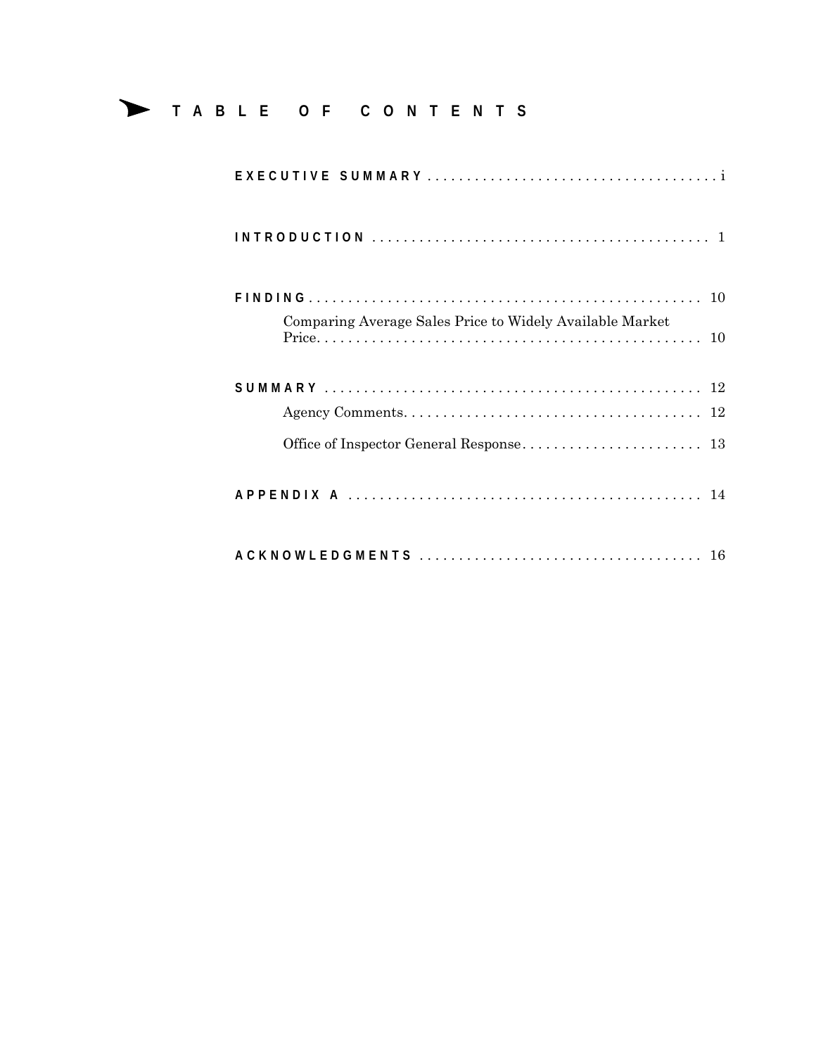# TABLE OF CONTENTS

**EXECUTIVE SUMMARY** . . . . . . . . . . . . . . . . . . . . . . . . . . . . . . . . . . . . . i

**INTRODUCTION** . . . . . . . . . . . . . . . . . . . . . . . . . . . . . . . . . . . . . . . . . . 1

**FINDING** . . . . . . . . . . . . . . . . . . . . . . . . . . . . . . . . . . . . . . . . . . . . . . . . 10

Comparing Average Sales Price to Widely Available Market Price. . . . . . . . . . . . . . . . . . . . . . . . . . . . . . . . . . . . . . . . . . . . . . . 10

**SUMMARY** . . . . . . . . . . . . . . . . . . . . . . . . . . . . . . . . . . . . . . . . . . . . . . . 12

Agency Comments. . . . . . . . . . . . . . . . . . . . . . . . . . . . . . . . . . . . . 12

Office of Inspector General Response. . . . . . . . . . . . . . . . . . . . . . . 13

**APPENDIX A** . . . . . . . . . . . . . . . . . . . . . . . . . . . . . . . . . . . . . . . . . . . 14

**ACKNOWLEDGMENTS** . . . . . . . . . . . . . . . . . . . . . . . . . . . . . . . . . . . 16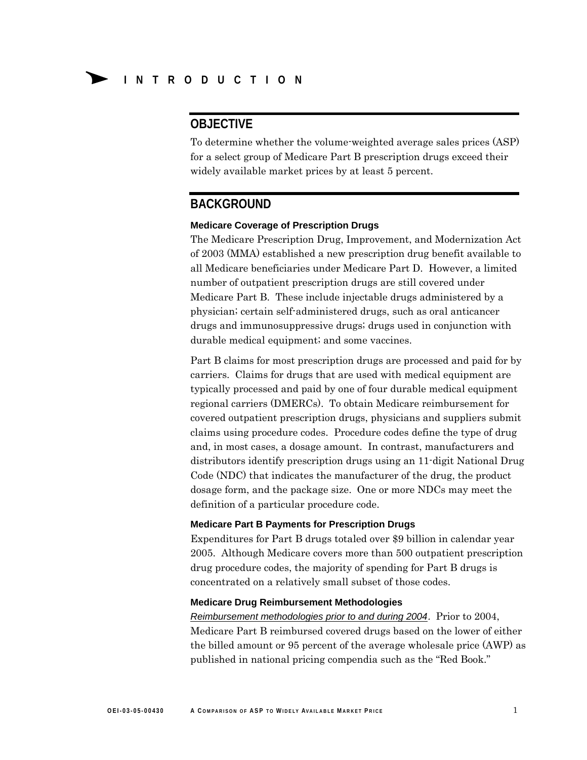# INTRODUCTION

## OBJECTIVE

To determine whether the volume-weighted average sales prices (ASP) for a select group of Medicare Part B prescription drugs exceed their widely available market prices by at least 5 percent.

## BACKGROUND

### Medicare Coverage of Prescription Drugs

The Medicare Prescription Drug, Improvement, and Modernization Act of 2003 (MMA) established a new prescription drug benefit available to all Medicare beneficiaries under Medicare Part D. However, a limited number of outpatient prescription drugs are still covered under Medicare Part B. These include injectable drugs administered by a physician; certain self-administered drugs, such as oral anticancer drugs and immunosuppressive drugs; drugs used in conjunction with durable medical equipment; and some vaccines.

Part B claims for most prescription drugs are processed and paid for by carriers. Claims for drugs that are used with medical equipment are typically processed and paid by one of four durable medical equipment regional carriers (DMERCs). To obtain Medicare reimbursement for covered outpatient prescription drugs, physicians and suppliers submit claims using procedure codes. Procedure codes define the type of drug and, in most cases, a dosage amount. In contrast, manufacturers and distributors identify prescription drugs using an 11-digit National Drug Code (NDC) that indicates the manufacturer of the drug, the product dosage form, and the package size. One or more NDCs may meet the definition of a particular procedure code.

### Medicare Part B Payments for Prescription Drugs

Expenditures for Part B drugs totaled over $9 billion in calendar year 2005. Although Medicare covers more than 500 outpatient prescription drug procedure codes, the majority of spending for Part B drugs is concentrated on a relatively small subset of those codes.

### Medicare Drug Reimbursement Methodologies

*Reimbursement methodologies prior to and during 2004*. Prior to 2004, Medicare Part B reimbursed covered drugs based on the lower of either the billed amount or 95 percent of the average wholesale price (AWP) as published in national pricing compendia such as the "Red Book."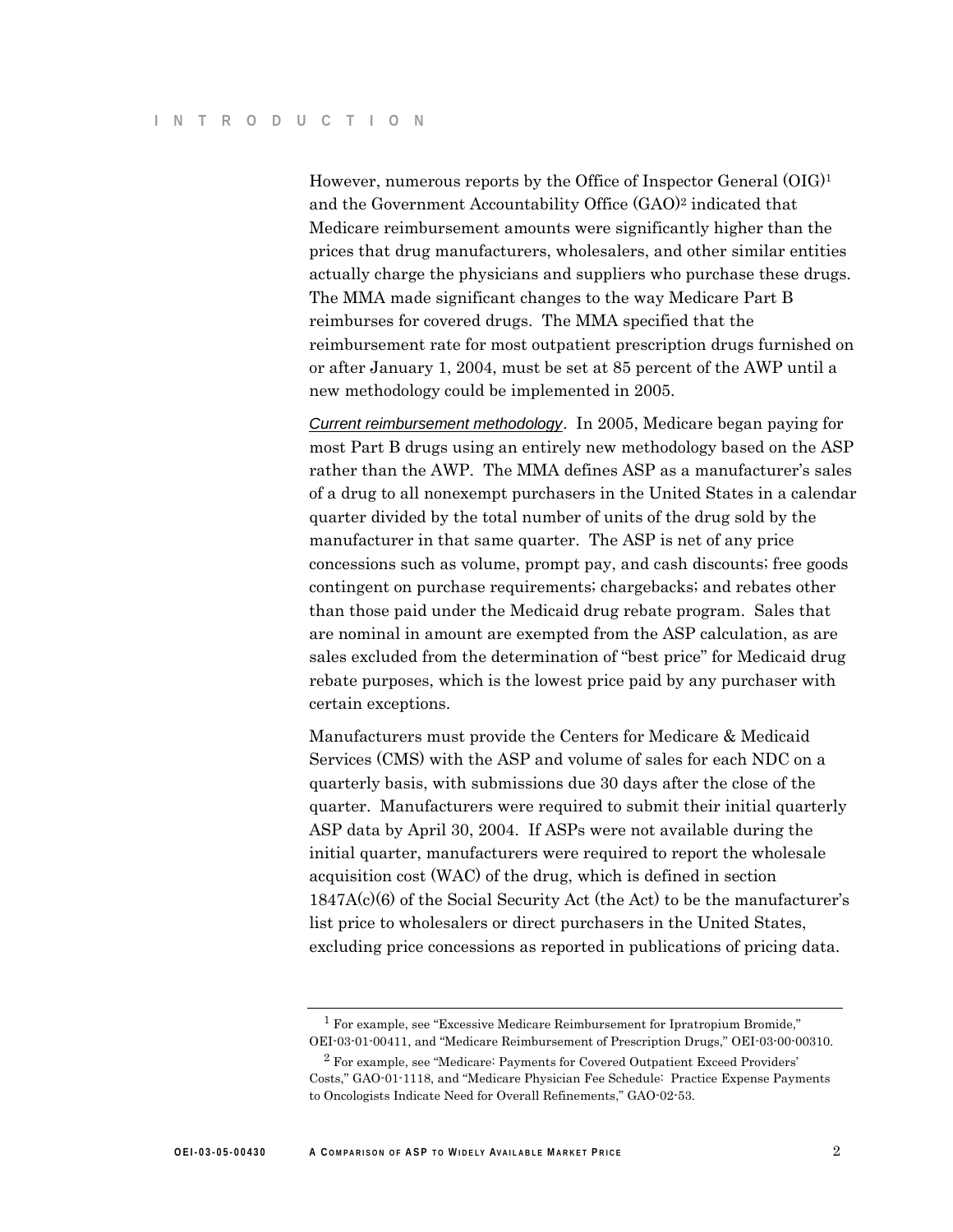However, numerous reports by the Office of Inspector General (OIG)[1] and the Government Accountability Office (GAO)[2] indicated that Medicare reimbursement amounts were significantly higher than the prices that drug manufacturers, wholesalers, and other similar entities actually charge the physicians and suppliers who purchase these drugs. The MMA made significant changes to the way Medicare Part B reimburses for covered drugs. The MMA specified that the reimbursement rate for most outpatient prescription drugs furnished on or after January 1, 2004, must be set at 85 percent of the AWP until a new methodology could be implemented in 2005.

*Current reimbursement methodology*. In 2005, Medicare began paying for most Part B drugs using an entirely new methodology based on the ASP rather than the AWP. The MMA defines ASP as a manufacturer's sales of a drug to all nonexempt purchasers in the United States in a calendar quarter divided by the total number of units of the drug sold by the manufacturer in that same quarter. The ASP is net of any price concessions such as volume, prompt pay, and cash discounts; free goods contingent on purchase requirements; chargebacks; and rebates other than those paid under the Medicaid drug rebate program. Sales that are nominal in amount are exempted from the ASP calculation, as are sales excluded from the determination of "best price" for Medicaid drug rebate purposes, which is the lowest price paid by any purchaser with certain exceptions.

Manufacturers must provide the Centers for Medicare & Medicaid Services (CMS) with the ASP and volume of sales for each NDC on a quarterly basis, with submissions due 30 days after the close of the quarter. Manufacturers were required to submit their initial quarterly ASP data by April 30, 2004. If ASPs were not available during the initial quarter, manufacturers were required to report the wholesale acquisition cost (WAC) of the drug, which is defined in section 1847A(c)(6) of the Social Security Act (the Act) to be the manufacturer's list price to wholesalers or direct purchasers in the United States, excluding price concessions as reported in publications of pricing data.

---

[1] For example, see "Excessive Medicare Reimbursement for Ipratropium Bromide," OEI-03-01-00411, and "Medicare Reimbursement of Prescription Drugs," OEI-03-00-00310.

[2] For example, see "Medicare: Payments for Covered Outpatient Exceed Providers' Costs," GAO-01-1118, and "Medicare Physician Fee Schedule: Practice Expense Payments to Oncologists Indicate Need for Overall Refinements," GAO-02-53.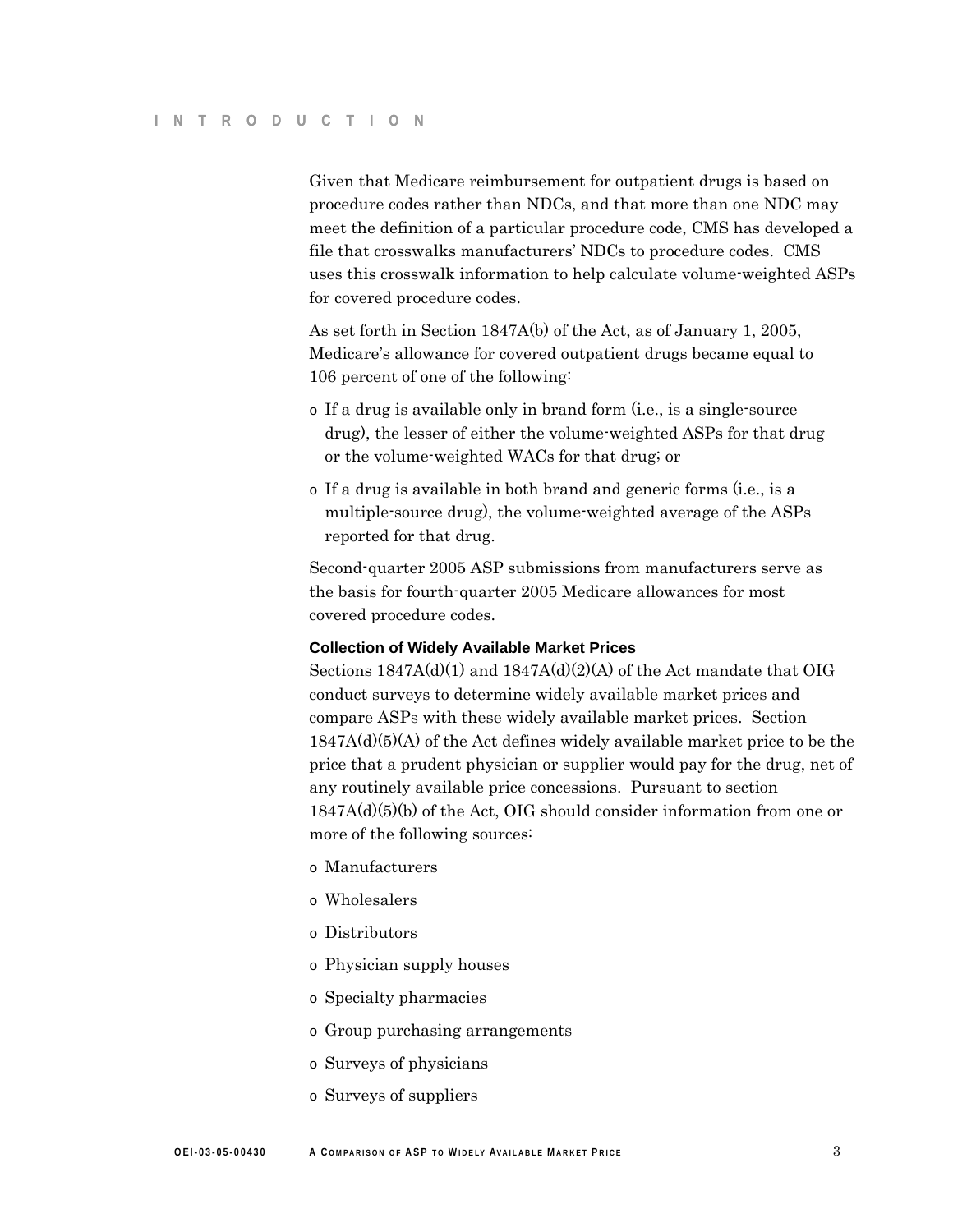Given that Medicare reimbursement for outpatient drugs is based on procedure codes rather than NDCs, and that more than one NDC may meet the definition of a particular procedure code, CMS has developed a file that crosswalks manufacturers' NDCs to procedure codes. CMS uses this crosswalk information to help calculate volume-weighted ASPs for covered procedure codes.

As set forth in Section 1847A(b) of the Act, as of January 1, 2005, Medicare's allowance for covered outpatient drugs became equal to 106 percent of one of the following:

- If a drug is available only in brand form (i.e., is a single-source drug), the lesser of either the volume-weighted ASPs for that drug or the volume-weighted WACs for that drug; or
- If a drug is available in both brand and generic forms (i.e., is a multiple-source drug), the volume-weighted average of the ASPs reported for that drug.

Second-quarter 2005 ASP submissions from manufacturers serve as the basis for fourth-quarter 2005 Medicare allowances for most covered procedure codes.

### Collection of Widely Available Market Prices

Sections 1847A(d)(1) and 1847A(d)(2)(A) of the Act mandate that OIG conduct surveys to determine widely available market prices and compare ASPs with these widely available market prices. Section 1847A(d)(5)(A) of the Act defines widely available market price to be the price that a prudent physician or supplier would pay for the drug, net of any routinely available price concessions. Pursuant to section 1847A(d)(5)(b) of the Act, OIG should consider information from one or more of the following sources:

- Manufacturers
- Wholesalers
- Distributors
- Physician supply houses
- Specialty pharmacies
- Group purchasing arrangements
- Surveys of physicians
- Surveys of suppliers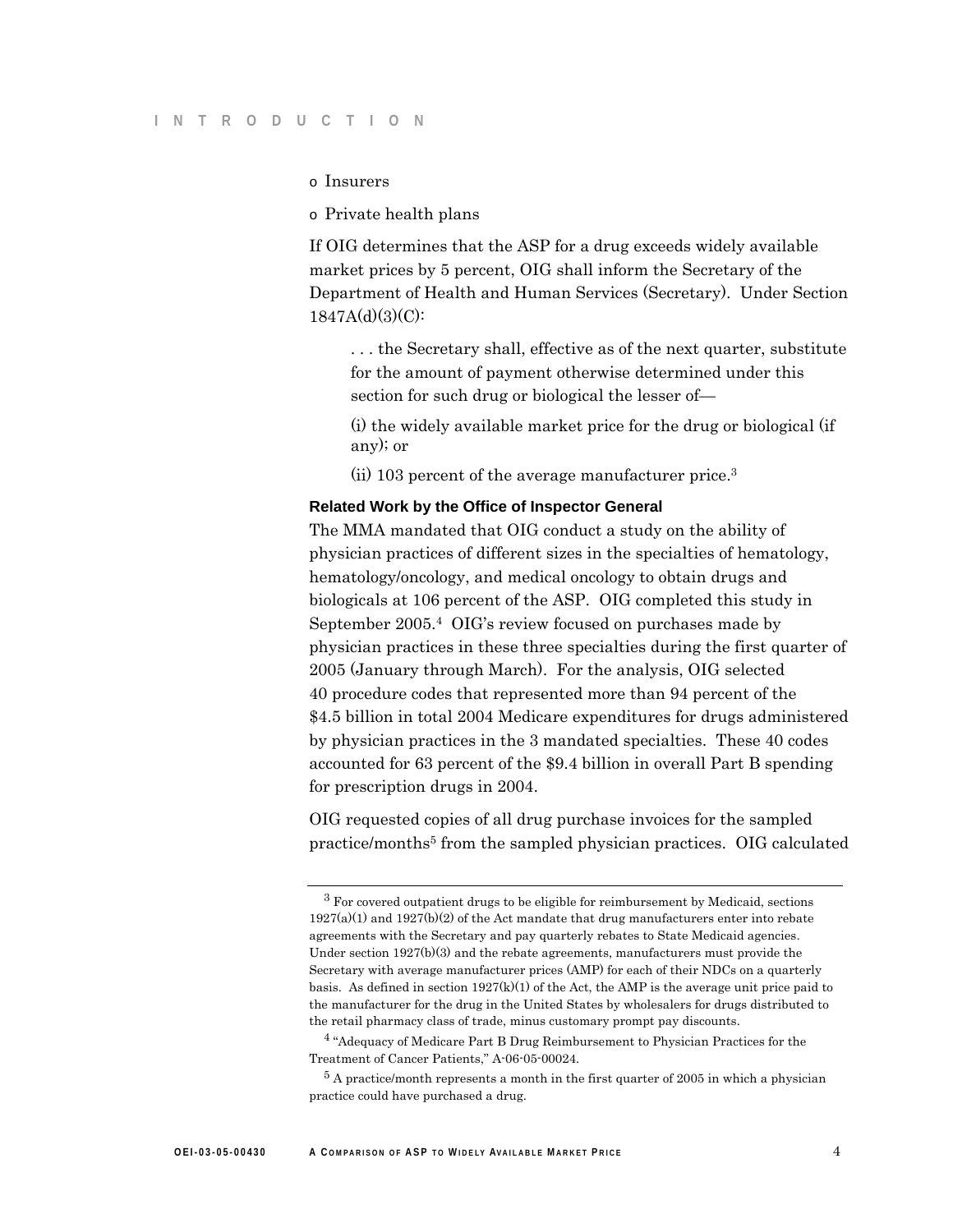- o Insurers
- o Private health plans

If OIG determines that the ASP for a drug exceeds widely available market prices by 5 percent, OIG shall inform the Secretary of the Department of Health and Human Services (Secretary). Under Section 1847A(d)(3)(C):

> . . . the Secretary shall, effective as of the next quarter, substitute for the amount of payment otherwise determined under this section for such drug or biological the lesser of—
>
> (i) the widely available market price for the drug or biological (if any); or
>
> (ii) 103 percent of the average manufacturer price.[3]

**Related Work by the Office of Inspector General**

The MMA mandated that OIG conduct a study on the ability of physician practices of different sizes in the specialties of hematology, hematology/oncology, and medical oncology to obtain drugs and biologicals at 106 percent of the ASP. OIG completed this study in September 2005.[4] OIG's review focused on purchases made by physician practices in these three specialties during the first quarter of 2005 (January through March). For the analysis, OIG selected 40 procedure codes that represented more than 94 percent of the $4.5 billion in total 2004 Medicare expenditures for drugs administered by physician practices in the 3 mandated specialties. These 40 codes accounted for 63 percent of the $9.4 billion in overall Part B spending for prescription drugs in 2004.

OIG requested copies of all drug purchase invoices for the sampled practice/months[5] from the sampled physician practices. OIG calculated

---

[3] For covered outpatient drugs to be eligible for reimbursement by Medicaid, sections 1927(a)(1) and 1927(b)(2) of the Act mandate that drug manufacturers enter into rebate agreements with the Secretary and pay quarterly rebates to State Medicaid agencies. Under section 1927(b)(3) and the rebate agreements, manufacturers must provide the Secretary with average manufacturer prices (AMP) for each of their NDCs on a quarterly basis. As defined in section 1927(k)(1) of the Act, the AMP is the average unit price paid to the manufacturer for the drug in the United States by wholesalers for drugs distributed to the retail pharmacy class of trade, minus customary prompt pay discounts.

[4] "Adequacy of Medicare Part B Drug Reimbursement to Physician Practices for the Treatment of Cancer Patients," A-06-05-00024.

[5] A practice/month represents a month in the first quarter of 2005 in which a physician practice could have purchased a drug.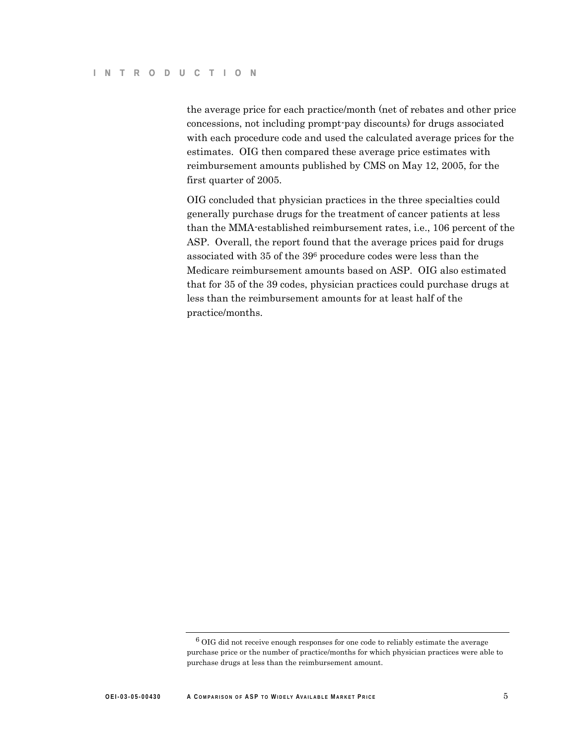the average price for each practice/month (net of rebates and other price concessions, not including prompt-pay discounts) for drugs associated with each procedure code and used the calculated average prices for the estimates. OIG then compared these average price estimates with reimbursement amounts published by CMS on May 12, 2005, for the first quarter of 2005.

OIG concluded that physician practices in the three specialties could generally purchase drugs for the treatment of cancer patients at less than the MMA-established reimbursement rates, i.e., 106 percent of the ASP. Overall, the report found that the average prices paid for drugs associated with 35 of the 39[6] procedure codes were less than the Medicare reimbursement amounts based on ASP. OIG also estimated that for 35 of the 39 codes, physician practices could purchase drugs at less than the reimbursement amounts for at least half of the practice/months.

---

[6] OIG did not receive enough responses for one code to reliably estimate the average purchase price or the number of practice/months for which physician practices were able to purchase drugs at less than the reimbursement amount.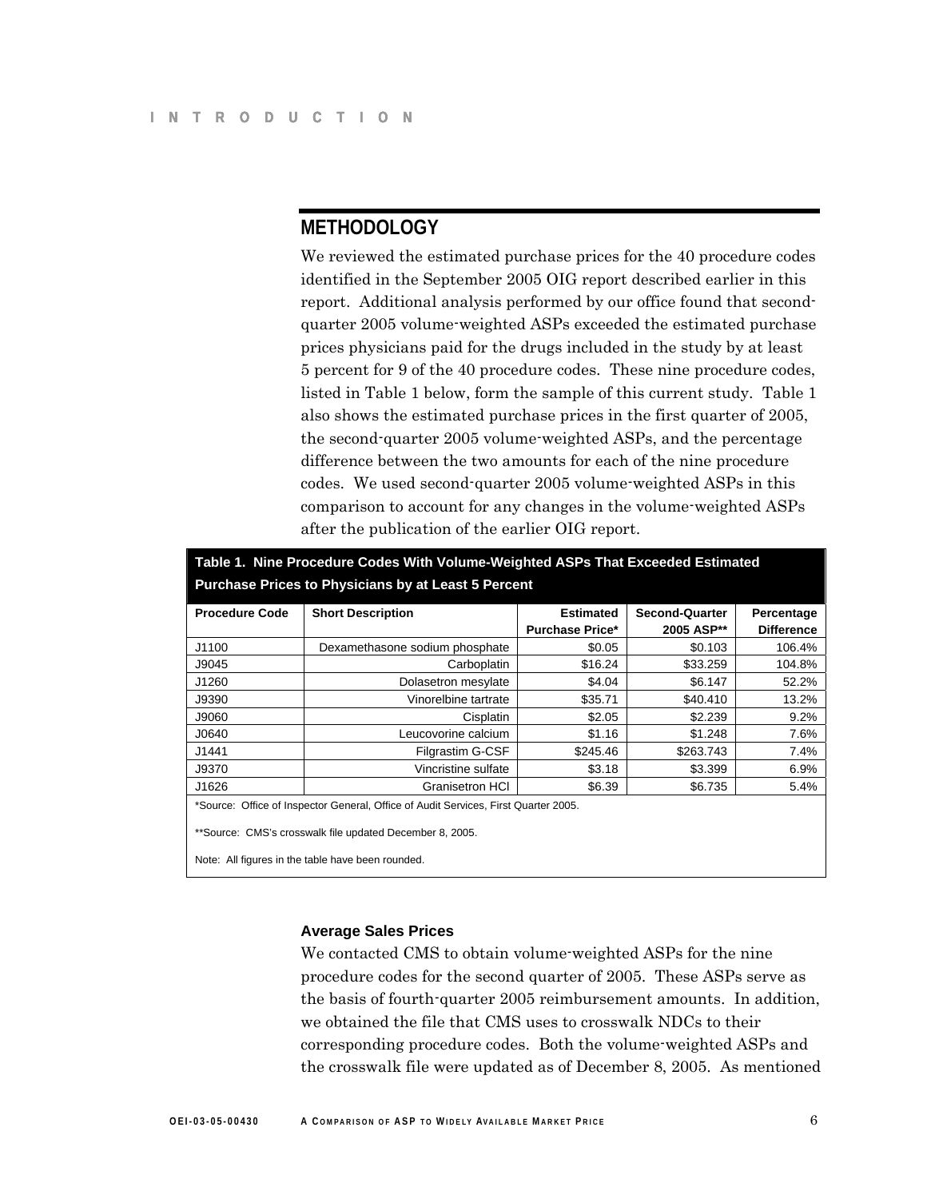## METHODOLOGY

We reviewed the estimated purchase prices for the 40 procedure codes identified in the September 2005 OIG report described earlier in this report. Additional analysis performed by our office found that second-quarter 2005 volume-weighted ASPs exceeded the estimated purchase prices physicians paid for the drugs included in the study by at least 5 percent for 9 of the 40 procedure codes. These nine procedure codes, listed in Table 1 below, form the sample of this current study. Table 1 also shows the estimated purchase prices in the first quarter of 2005, the second-quarter 2005 volume-weighted ASPs, and the percentage difference between the two amounts for each of the nine procedure codes. We used second-quarter 2005 volume-weighted ASPs in this comparison to account for any changes in the volume-weighted ASPs after the publication of the earlier OIG report.

**Table 1. Nine Procedure Codes With Volume-Weighted ASPs That Exceeded Estimated Purchase Prices to Physicians by at Least 5 Percent**

| Procedure Code | Short Description | Estimated Purchase Price* | Second-Quarter 2005 ASP** | Percentage Difference |
|---|---|---|---|---|
| J1100 | Dexamethasone sodium phosphate | $0.05 | $0.103 | 106.4% |
| J9045 | Carboplatin | $16.24 | $33.259 | 104.8% |
| J1260 | Dolasetron mesylate | $4.04 | $6.147 | 52.2% |
| J9390 | Vinorelbine tartrate | $35.71 | $40.410 | 13.2% |
| J9060 | Cisplatin | $2.05 | $2.239 | 9.2% |
| J0640 | Leucovorine calcium | $1.16 | $1.248 | 7.6% |
| J1441 | Filgrastim G-CSF | $245.46 | $263.743 | 7.4% |
| J9370 | Vincristine sulfate | $3.18 | $3.399 | 6.9% |
| J1626 | Granisetron HCl | $6.39 | $6.735 | 5.4% |

*Source: Office of Inspector General, Office of Audit Services, First Quarter 2005.

**Source: CMS's crosswalk file updated December 8, 2005.

Note: All figures in the table have been rounded.

### Average Sales Prices

We contacted CMS to obtain volume-weighted ASPs for the nine procedure codes for the second quarter of 2005. These ASPs serve as the basis of fourth-quarter 2005 reimbursement amounts. In addition, we obtained the file that CMS uses to crosswalk NDCs to their corresponding procedure codes. Both the volume-weighted ASPs and the crosswalk file were updated as of December 8, 2005. As mentioned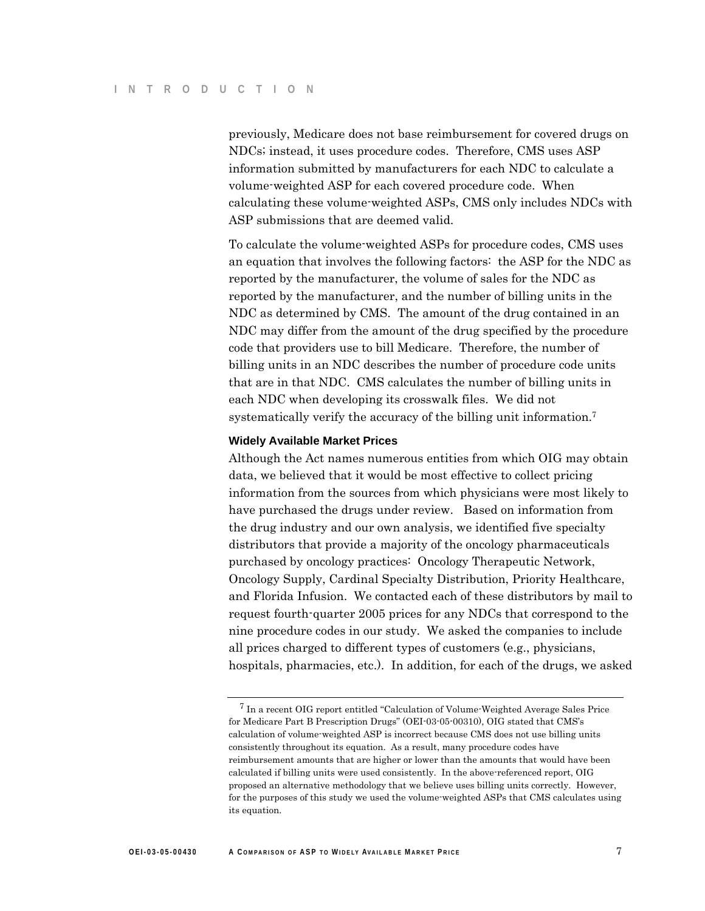previously, Medicare does not base reimbursement for covered drugs on NDCs; instead, it uses procedure codes. Therefore, CMS uses ASP information submitted by manufacturers for each NDC to calculate a volume-weighted ASP for each covered procedure code. When calculating these volume-weighted ASPs, CMS only includes NDCs with ASP submissions that are deemed valid.

To calculate the volume-weighted ASPs for procedure codes, CMS uses an equation that involves the following factors: the ASP for the NDC as reported by the manufacturer, the volume of sales for the NDC as reported by the manufacturer, and the number of billing units in the NDC as determined by CMS. The amount of the drug contained in an NDC may differ from the amount of the drug specified by the procedure code that providers use to bill Medicare. Therefore, the number of billing units in an NDC describes the number of procedure code units that are in that NDC. CMS calculates the number of billing units in each NDC when developing its crosswalk files. We did not systematically verify the accuracy of the billing unit information.[7]

#### Widely Available Market Prices

Although the Act names numerous entities from which OIG may obtain data, we believed that it would be most effective to collect pricing information from the sources from which physicians were most likely to have purchased the drugs under review. Based on information from the drug industry and our own analysis, we identified five specialty distributors that provide a majority of the oncology pharmaceuticals purchased by oncology practices: Oncology Therapeutic Network, Oncology Supply, Cardinal Specialty Distribution, Priority Healthcare, and Florida Infusion. We contacted each of these distributors by mail to request fourth-quarter 2005 prices for any NDCs that correspond to the nine procedure codes in our study. We asked the companies to include all prices charged to different types of customers (e.g., physicians, hospitals, pharmacies, etc.). In addition, for each of the drugs, we asked

---

[7] In a recent OIG report entitled "Calculation of Volume-Weighted Average Sales Price for Medicare Part B Prescription Drugs" (OEI-03-05-00310), OIG stated that CMS's calculation of volume-weighted ASP is incorrect because CMS does not use billing units consistently throughout its equation. As a result, many procedure codes have reimbursement amounts that are higher or lower than the amounts that would have been calculated if billing units were used consistently. In the above-referenced report, OIG proposed an alternative methodology that we believe uses billing units correctly. However, for the purposes of this study we used the volume-weighted ASPs that CMS calculates using its equation.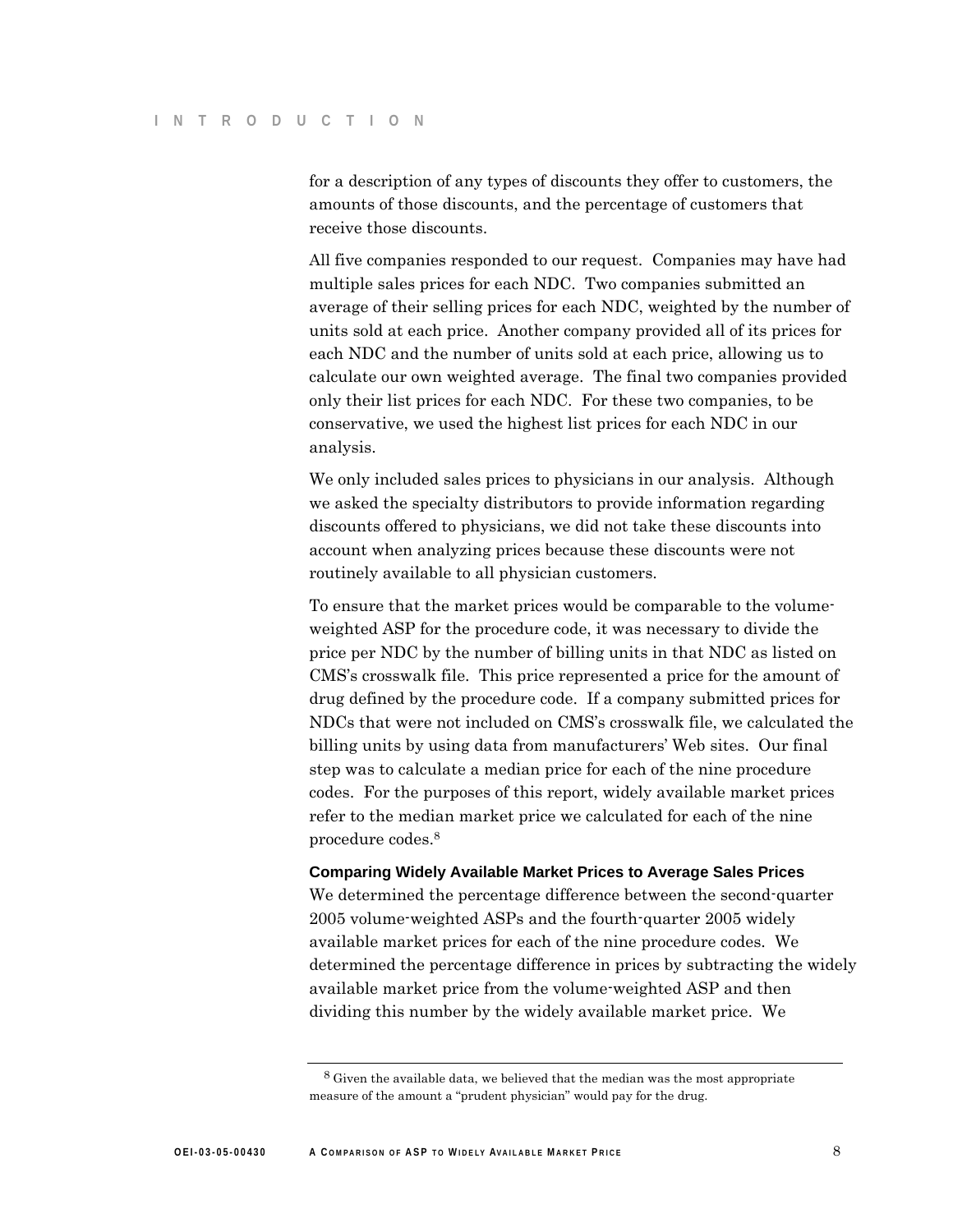for a description of any types of discounts they offer to customers, the amounts of those discounts, and the percentage of customers that receive those discounts.

All five companies responded to our request. Companies may have had multiple sales prices for each NDC. Two companies submitted an average of their selling prices for each NDC, weighted by the number of units sold at each price. Another company provided all of its prices for each NDC and the number of units sold at each price, allowing us to calculate our own weighted average. The final two companies provided only their list prices for each NDC. For these two companies, to be conservative, we used the highest list prices for each NDC in our analysis.

We only included sales prices to physicians in our analysis. Although we asked the specialty distributors to provide information regarding discounts offered to physicians, we did not take these discounts into account when analyzing prices because these discounts were not routinely available to all physician customers.

To ensure that the market prices would be comparable to the volume-weighted ASP for the procedure code, it was necessary to divide the price per NDC by the number of billing units in that NDC as listed on CMS's crosswalk file. This price represented a price for the amount of drug defined by the procedure code. If a company submitted prices for NDCs that were not included on CMS's crosswalk file, we calculated the billing units by using data from manufacturers' Web sites. Our final step was to calculate a median price for each of the nine procedure codes. For the purposes of this report, widely available market prices refer to the median market price we calculated for each of the nine procedure codes.[8]

**Comparing Widely Available Market Prices to Average Sales Prices**

We determined the percentage difference between the second-quarter 2005 volume-weighted ASPs and the fourth-quarter 2005 widely available market prices for each of the nine procedure codes. We determined the percentage difference in prices by subtracting the widely available market price from the volume-weighted ASP and then dividing this number by the widely available market price. We

[8] Given the available data, we believed that the median was the most appropriate measure of the amount a "prudent physician" would pay for the drug.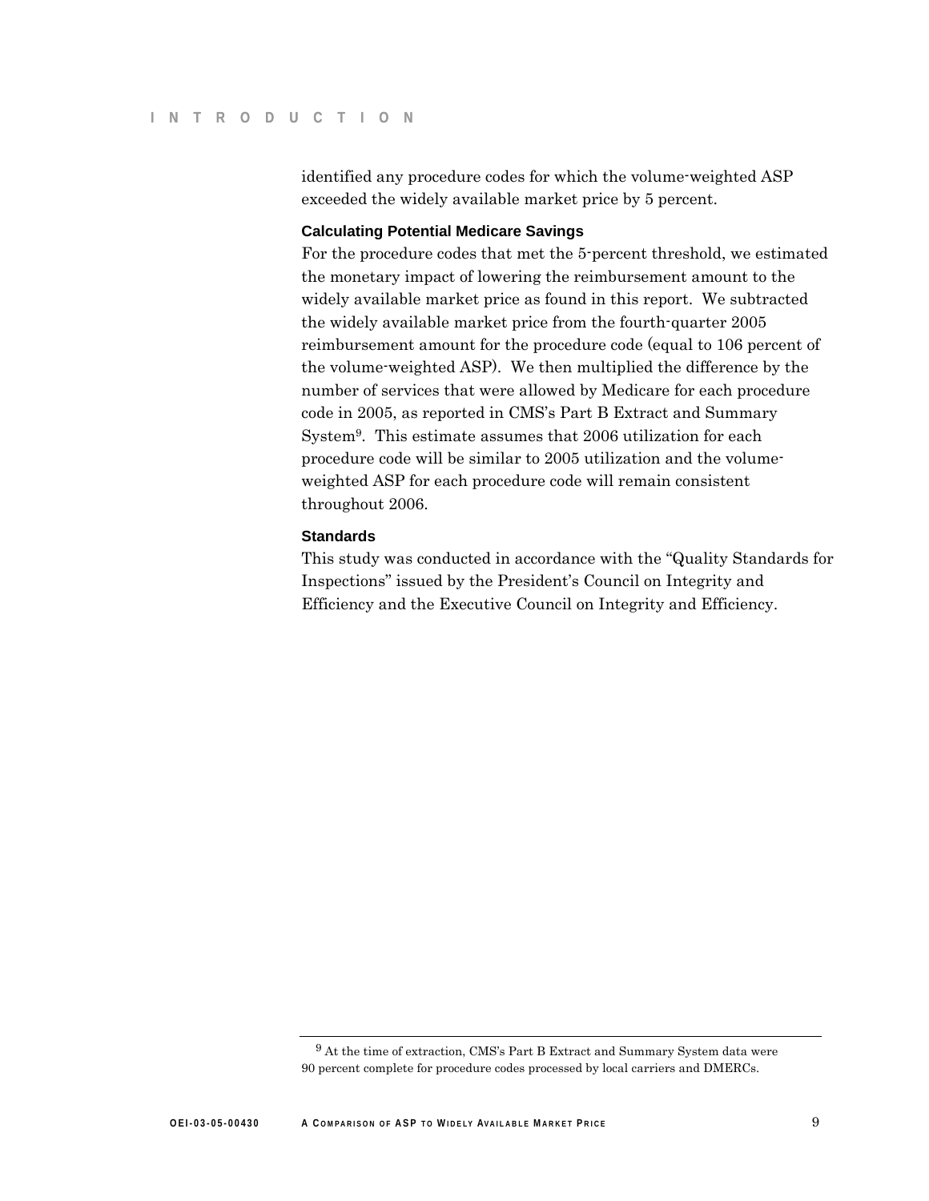identified any procedure codes for which the volume-weighted ASP exceeded the widely available market price by 5 percent.

### Calculating Potential Medicare Savings

For the procedure codes that met the 5-percent threshold, we estimated the monetary impact of lowering the reimbursement amount to the widely available market price as found in this report. We subtracted the widely available market price from the fourth-quarter 2005 reimbursement amount for the procedure code (equal to 106 percent of the volume-weighted ASP). We then multiplied the difference by the number of services that were allowed by Medicare for each procedure code in 2005, as reported in CMS's Part B Extract and Summary System[9]. This estimate assumes that 2006 utilization for each procedure code will be similar to 2005 utilization and the volume-weighted ASP for each procedure code will remain consistent throughout 2006.

### Standards

This study was conducted in accordance with the "Quality Standards for Inspections" issued by the President's Council on Integrity and Efficiency and the Executive Council on Integrity and Efficiency.

---

[9] At the time of extraction, CMS's Part B Extract and Summary System data were 90 percent complete for procedure codes processed by local carriers and DMERCs.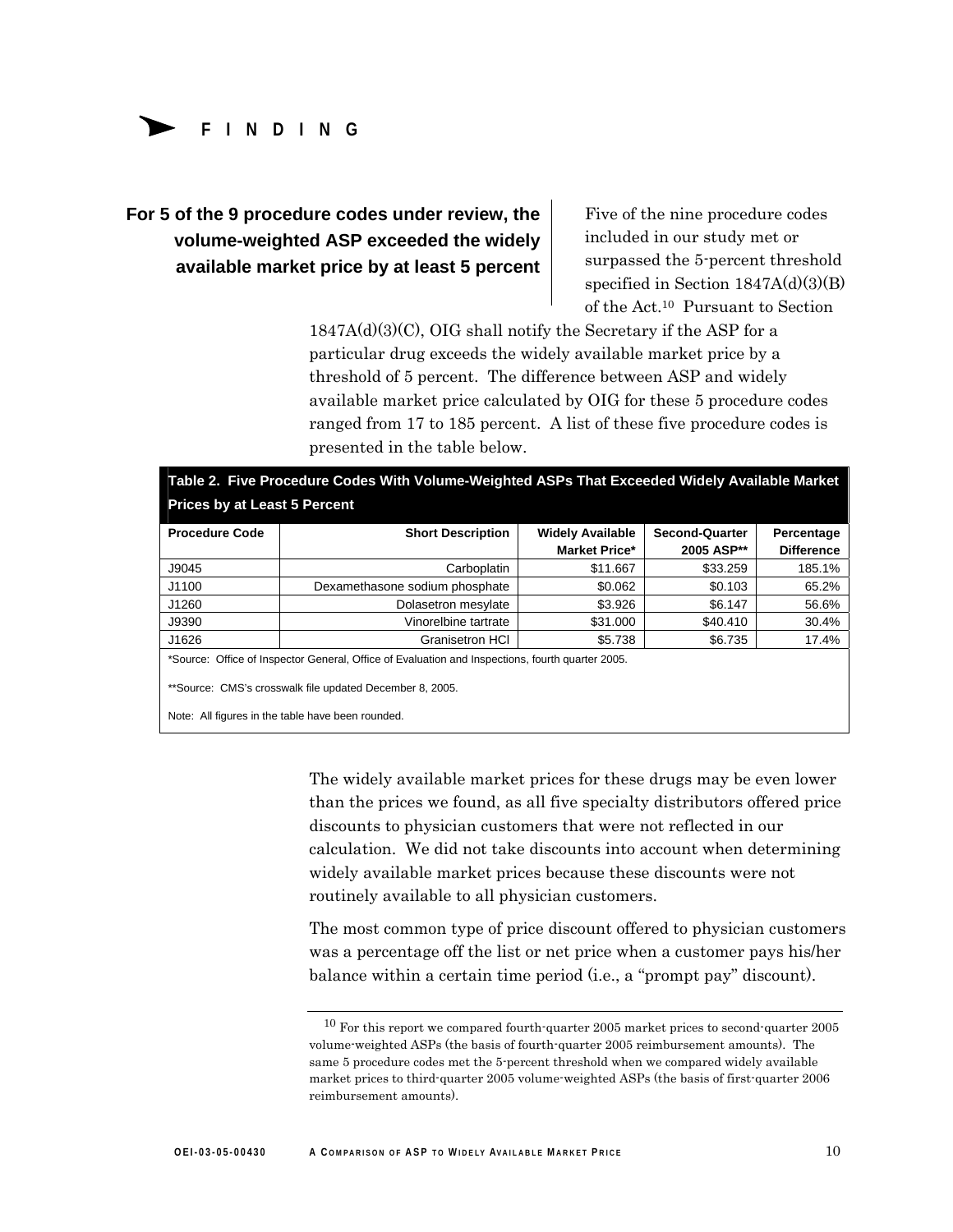# FINDING

## For 5 of the 9 procedure codes under review, the volume-weighted ASP exceeded the widely available market price by at least 5 percent

Five of the nine procedure codes included in our study met or surpassed the 5-percent threshold specified in Section 1847A(d)(3)(B) of the Act.[10] Pursuant to Section 1847A(d)(3)(C), OIG shall notify the Secretary if the ASP for a particular drug exceeds the widely available market price by a threshold of 5 percent. The difference between ASP and widely available market price calculated by OIG for these 5 procedure codes ranged from 17 to 185 percent. A list of these five procedure codes is presented in the table below.

**Table 2. Five Procedure Codes With Volume-Weighted ASPs That Exceeded Widely Available Market Prices by at Least 5 Percent**

| Procedure Code | Short Description | Widely Available Market Price* | Second-Quarter 2005 ASP** | Percentage Difference |
|---|---|---|---|---|
| J9045 | Carboplatin | $11.667 | $33.259 | 185.1% |
| J1100 | Dexamethasone sodium phosphate | $0.062 | $0.103 | 65.2% |
| J1260 | Dolasetron mesylate | $3.926 | $6.147 | 56.6% |
| J9390 | Vinorelbine tartrate | $31.000 | $40.410 | 30.4% |
| J1626 | Granisetron HCl | $5.738 | $6.735 | 17.4% |

*Source: Office of Inspector General, Office of Evaluation and Inspections, fourth quarter 2005.

**Source: CMS's crosswalk file updated December 8, 2005.

Note: All figures in the table have been rounded.

The widely available market prices for these drugs may be even lower than the prices we found, as all five specialty distributors offered price discounts to physician customers that were not reflected in our calculation. We did not take discounts into account when determining widely available market prices because these discounts were not routinely available to all physician customers.

The most common type of price discount offered to physician customers was a percentage off the list or net price when a customer pays his/her balance within a certain time period (i.e., a "prompt pay" discount).

[10] For this report we compared fourth-quarter 2005 market prices to second-quarter 2005 volume-weighted ASPs (the basis of fourth-quarter 2005 reimbursement amounts). The same 5 procedure codes met the 5-percent threshold when we compared widely available market prices to third-quarter 2005 volume-weighted ASPs (the basis of first-quarter 2006 reimbursement amounts).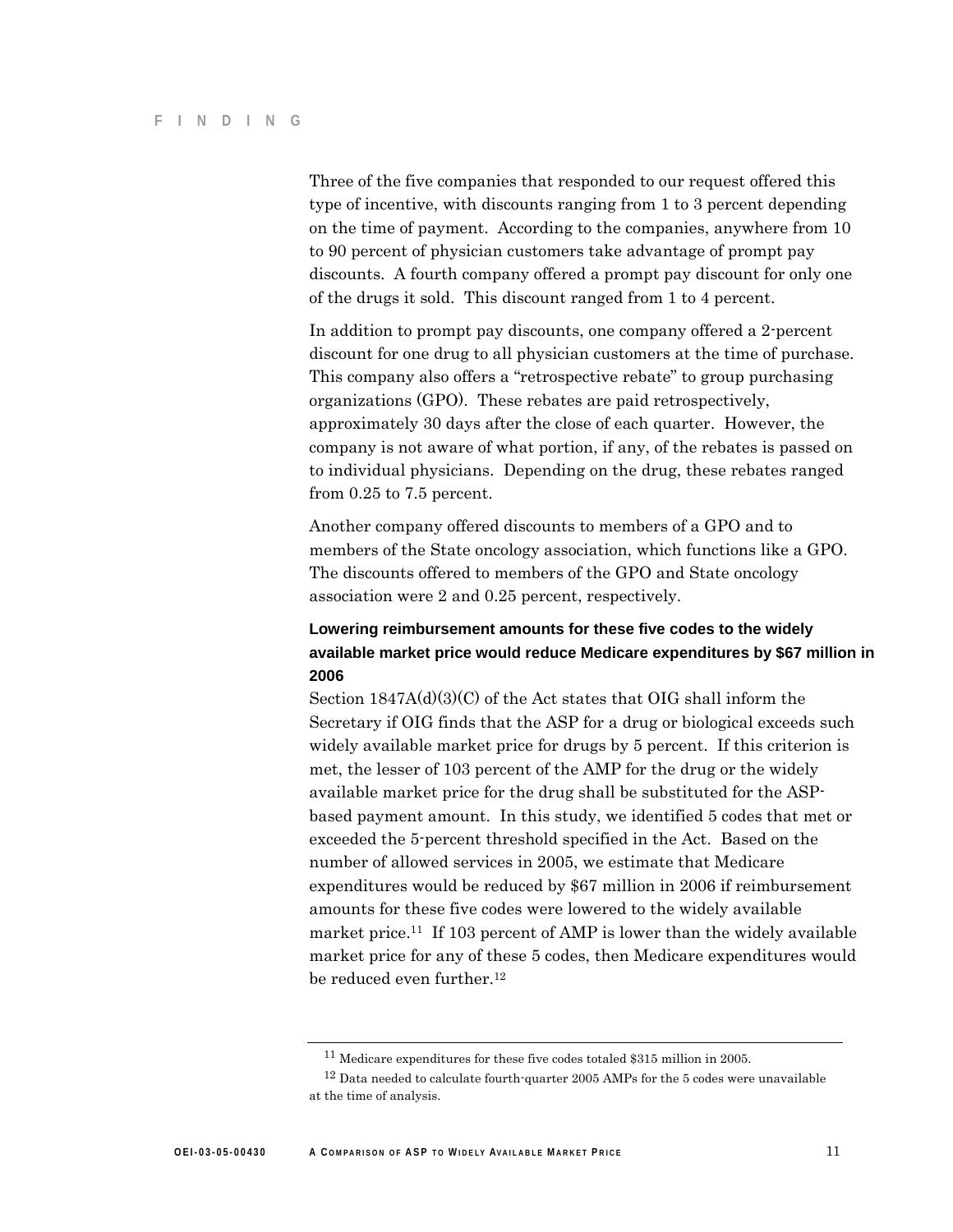Three of the five companies that responded to our request offered this type of incentive, with discounts ranging from 1 to 3 percent depending on the time of payment. According to the companies, anywhere from 10 to 90 percent of physician customers take advantage of prompt pay discounts. A fourth company offered a prompt pay discount for only one of the drugs it sold. This discount ranged from 1 to 4 percent.

In addition to prompt pay discounts, one company offered a 2-percent discount for one drug to all physician customers at the time of purchase. This company also offers a "retrospective rebate" to group purchasing organizations (GPO). These rebates are paid retrospectively, approximately 30 days after the close of each quarter. However, the company is not aware of what portion, if any, of the rebates is passed on to individual physicians. Depending on the drug, these rebates ranged from 0.25 to 7.5 percent.

Another company offered discounts to members of a GPO and to members of the State oncology association, which functions like a GPO. The discounts offered to members of the GPO and State oncology association were 2 and 0.25 percent, respectively.

### Lowering reimbursement amounts for these five codes to the widely available market price would reduce Medicare expenditures by $67 million in 2006

Section 1847A(d)(3)(C) of the Act states that OIG shall inform the Secretary if OIG finds that the ASP for a drug or biological exceeds such widely available market price for drugs by 5 percent. If this criterion is met, the lesser of 103 percent of the AMP for the drug or the widely available market price for the drug shall be substituted for the ASP-based payment amount. In this study, we identified 5 codes that met or exceeded the 5-percent threshold specified in the Act. Based on the number of allowed services in 2005, we estimate that Medicare expenditures would be reduced by $67 million in 2006 if reimbursement amounts for these five codes were lowered to the widely available market price.[11] If 103 percent of AMP is lower than the widely available market price for any of these 5 codes, then Medicare expenditures would be reduced even further.[12]

---

[11] Medicare expenditures for these five codes totaled $315 million in 2005.

[12] Data needed to calculate fourth-quarter 2005 AMPs for the 5 codes were unavailable at the time of analysis.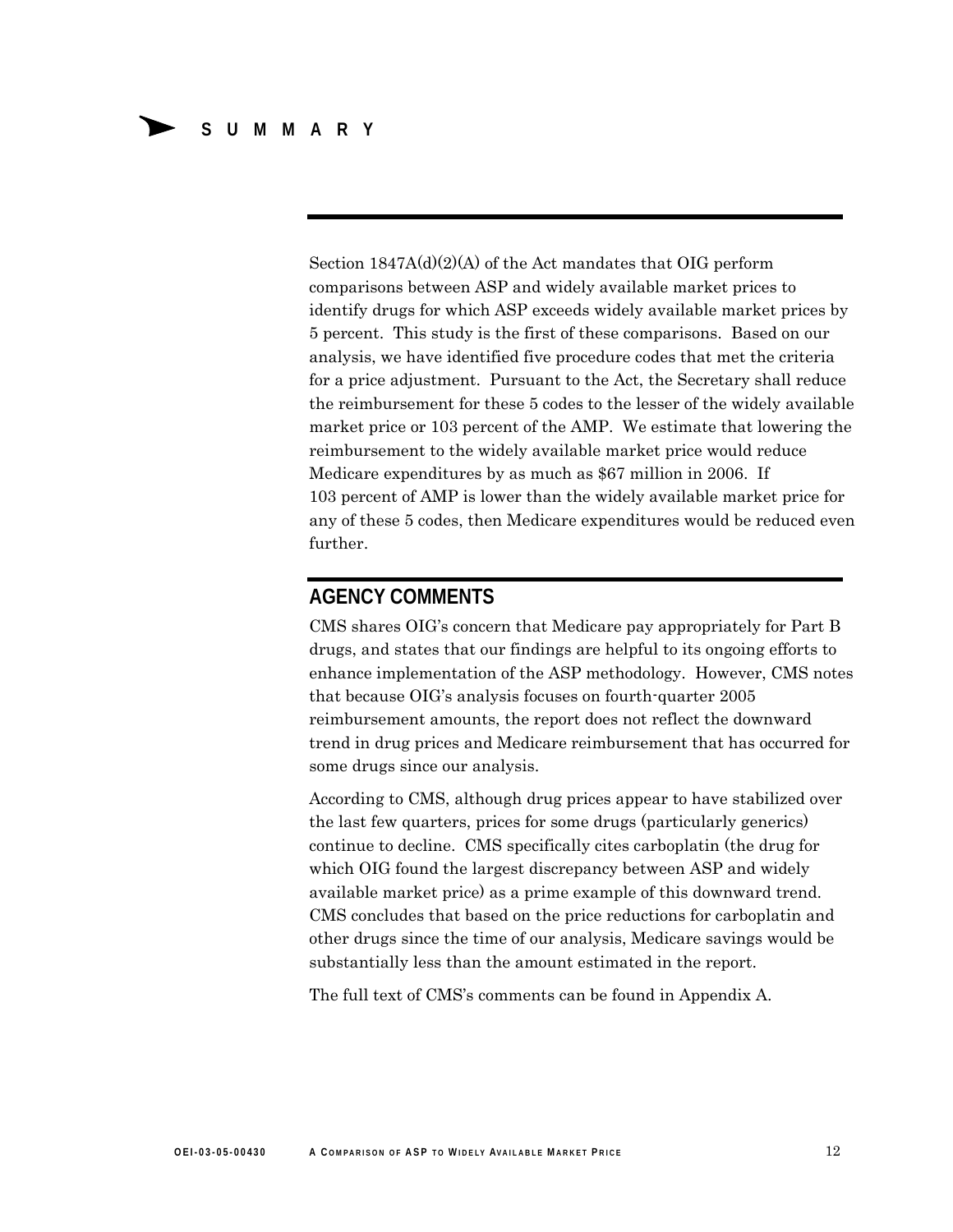# SUMMARY

Section 1847A(d)(2)(A) of the Act mandates that OIG perform comparisons between ASP and widely available market prices to identify drugs for which ASP exceeds widely available market prices by 5 percent. This study is the first of these comparisons. Based on our analysis, we have identified five procedure codes that met the criteria for a price adjustment. Pursuant to the Act, the Secretary shall reduce the reimbursement for these 5 codes to the lesser of the widely available market price or 103 percent of the AMP. We estimate that lowering the reimbursement to the widely available market price would reduce Medicare expenditures by as much as $67 million in 2006. If 103 percent of AMP is lower than the widely available market price for any of these 5 codes, then Medicare expenditures would be reduced even further.

## AGENCY COMMENTS

CMS shares OIG's concern that Medicare pay appropriately for Part B drugs, and states that our findings are helpful to its ongoing efforts to enhance implementation of the ASP methodology. However, CMS notes that because OIG's analysis focuses on fourth-quarter 2005 reimbursement amounts, the report does not reflect the downward trend in drug prices and Medicare reimbursement that has occurred for some drugs since our analysis.

According to CMS, although drug prices appear to have stabilized over the last few quarters, prices for some drugs (particularly generics) continue to decline. CMS specifically cites carboplatin (the drug for which OIG found the largest discrepancy between ASP and widely available market price) as a prime example of this downward trend. CMS concludes that based on the price reductions for carboplatin and other drugs since the time of our analysis, Medicare savings would be substantially less than the amount estimated in the report.

The full text of CMS's comments can be found in Appendix A.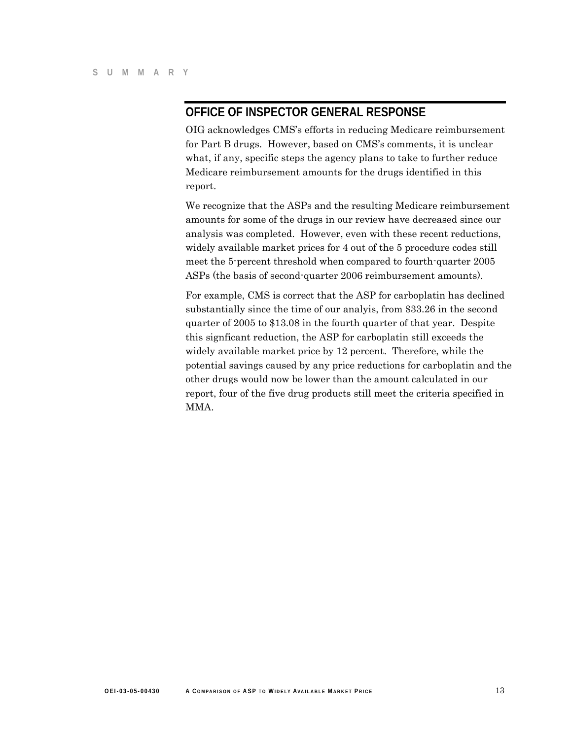## OFFICE OF INSPECTOR GENERAL RESPONSE

OIG acknowledges CMS's efforts in reducing Medicare reimbursement for Part B drugs. However, based on CMS's comments, it is unclear what, if any, specific steps the agency plans to take to further reduce Medicare reimbursement amounts for the drugs identified in this report.

We recognize that the ASPs and the resulting Medicare reimbursement amounts for some of the drugs in our review have decreased since our analysis was completed. However, even with these recent reductions, widely available market prices for 4 out of the 5 procedure codes still meet the 5-percent threshold when compared to fourth-quarter 2005 ASPs (the basis of second-quarter 2006 reimbursement amounts).

For example, CMS is correct that the ASP for carboplatin has declined substantially since the time of our analyis, from $33.26 in the second quarter of 2005 to $13.08 in the fourth quarter of that year. Despite this signficant reduction, the ASP for carboplatin still exceeds the widely available market price by 12 percent. Therefore, while the potential savings caused by any price reductions for carboplatin and the other drugs would now be lower than the amount calculated in our report, four of the five drug products still meet the criteria specified in MMA.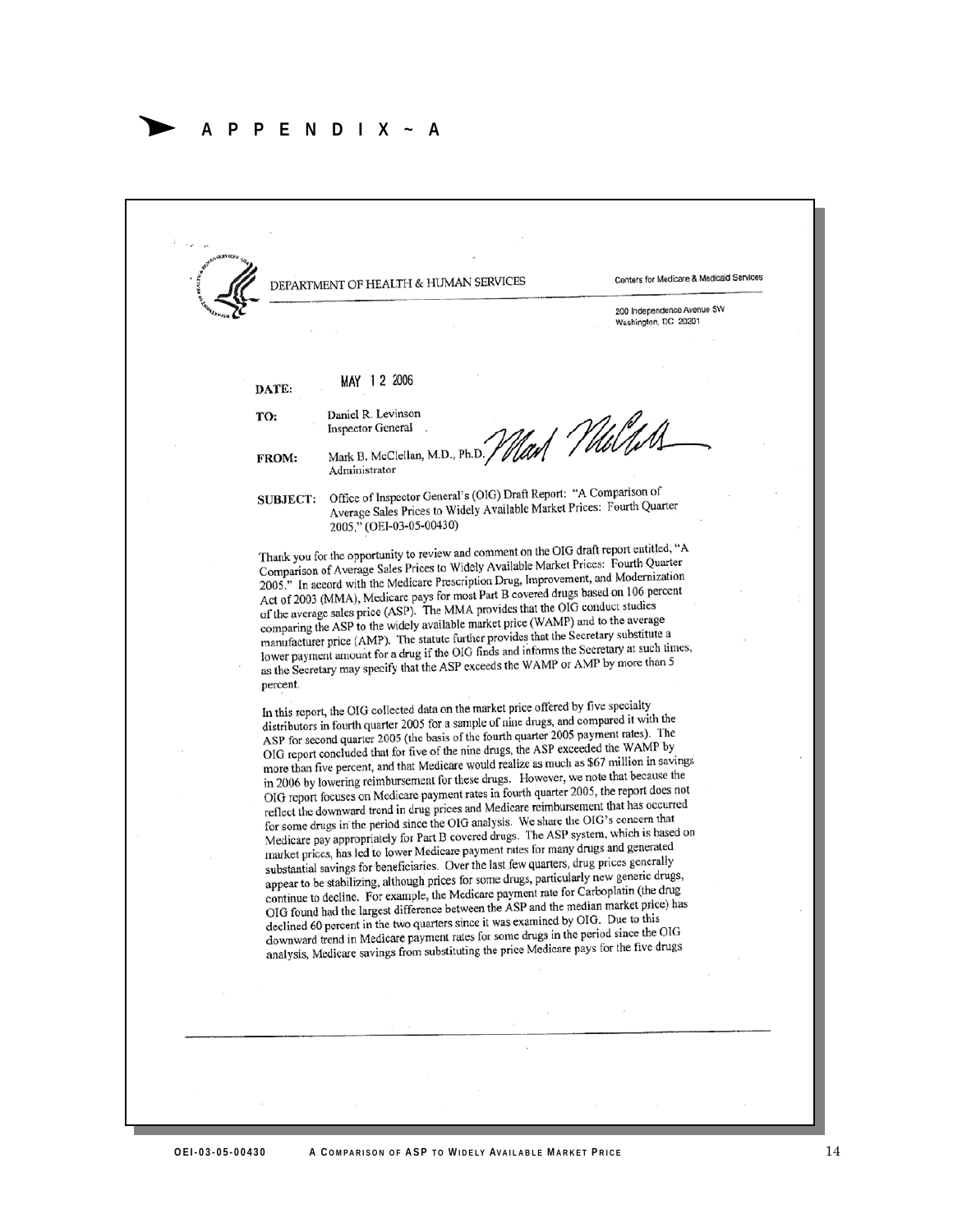# APPENDIX ~ A

DEPARTMENT OF HEALTH & HUMAN SERVICES

Centers for Medicare & Medicaid Services

200 Independence Avenue SW
Washington, DC 20201

**DATE:** MAY 12 2006

**TO:** Daniel R. Levinson
Inspector General

**FROM:** Mark B. McClellan, M.D., Ph.D.
Administrator

**SUBJECT:** Office of Inspector General's (OIG) Draft Report: "A Comparison of Average Sales Prices to Widely Available Market Prices: Fourth Quarter 2005," (OEI-03-05-00430)

Thank you for the opportunity to review and comment on the OIG draft report entitled, "A Comparison of Average Sales Prices to Widely Available Market Prices: Fourth Quarter 2005." In accord with the Medicare Prescription Drug, Improvement, and Modernization Act of 2003 (MMA), Medicare pays for most Part B covered drugs based on 106 percent of the average sales price (ASP). The MMA provides that the OIG conduct studies comparing the ASP to the widely available market price (WAMP) and to the average manufacturer price (AMP). The statute further provides that the Secretary substitute a lower payment amount for a drug if the OIG finds and informs the Secretary at such times, as the Secretary may specify that the ASP exceeds the WAMP or AMP by more than 5 percent.

In this report, the OIG collected data on the market price offered by five specialty distributors in fourth quarter 2005 for a sample of nine drugs, and compared it with the ASP for second quarter 2005 (the basis of the fourth quarter 2005 payment rates). The OIG report concluded that for five of the nine drugs, the ASP exceeded the WAMP by more than five percent, and that Medicare would realize as much as $67 million in savings in 2006 by lowering reimbursement for these drugs. However, we note that because the OIG report focuses on Medicare payment rates in fourth quarter 2005, the report does not reflect the downward trend in drug prices and Medicare reimbursement that has occurred for some drugs in the period since the OIG analysis. We share the OIG's concern that Medicare pay appropriately for Part B covered drugs. The ASP system, which is based on market prices, has led to lower Medicare payment rates for many drugs and generated substantial savings for beneficiaries. Over the last few quarters, drug prices generally appear to be stabilizing, although prices for some drugs, particularly new generic drugs, continue to decline. For example, the Medicare payment rate for Carboplatin (the drug OIG found had the largest difference between the ASP and the median market price) has declined 60 percent in the two quarters since it was examined by OIG. Due to this downward trend in Medicare payment rates for some drugs in the period since the OIG analysis, Medicare savings from substituting the price Medicare pays for the five drugs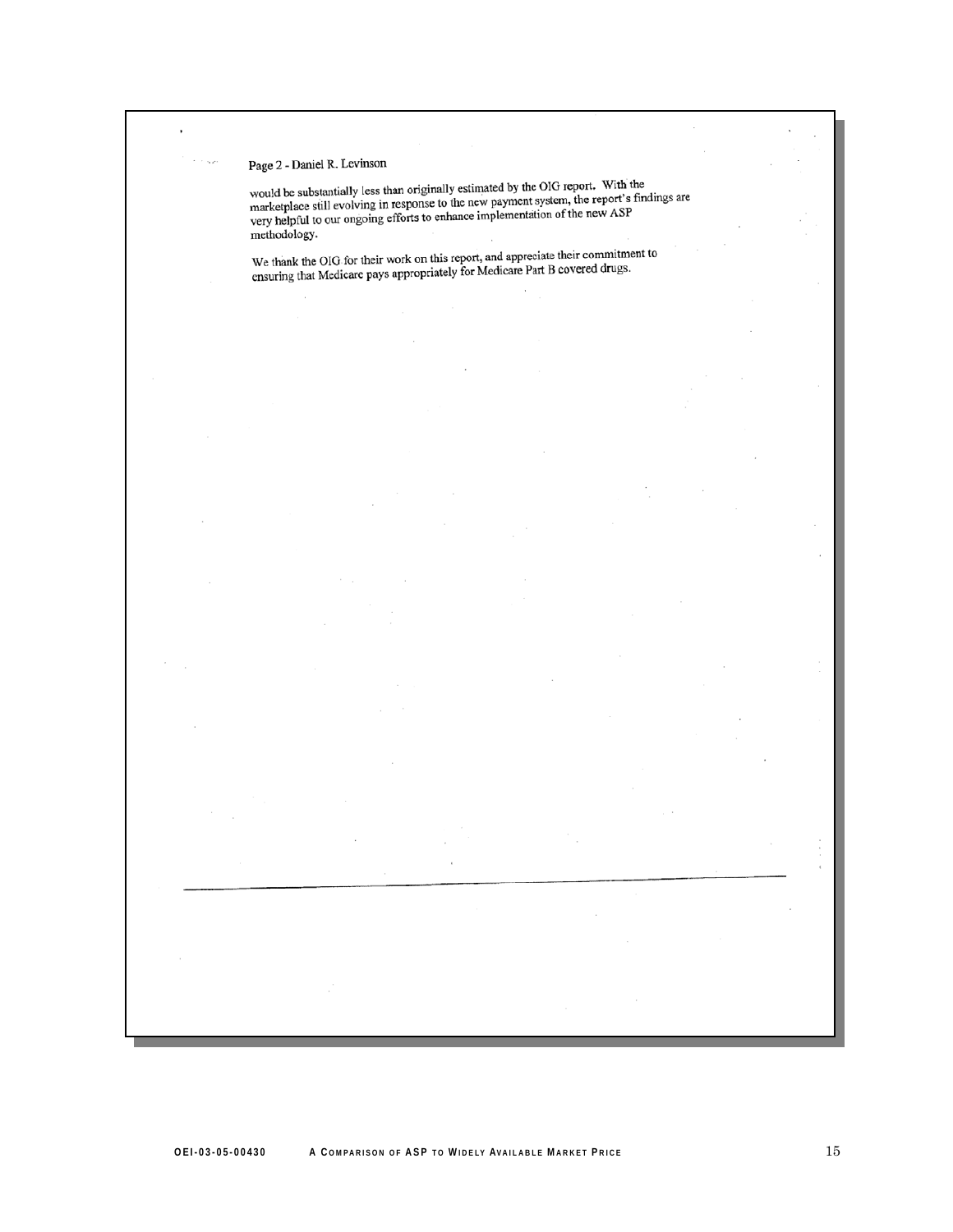Page 2 - Daniel R. Levinson

would be substantially less than originally estimated by the OIG report. With the marketplace still evolving in response to the new payment system, the report's findings are very helpful to our ongoing efforts to enhance implementation of the new ASP methodology.

We thank the OIG for their work on this report, and appreciate their commitment to ensuring that Medicare pays appropriately for Medicare Part B covered drugs.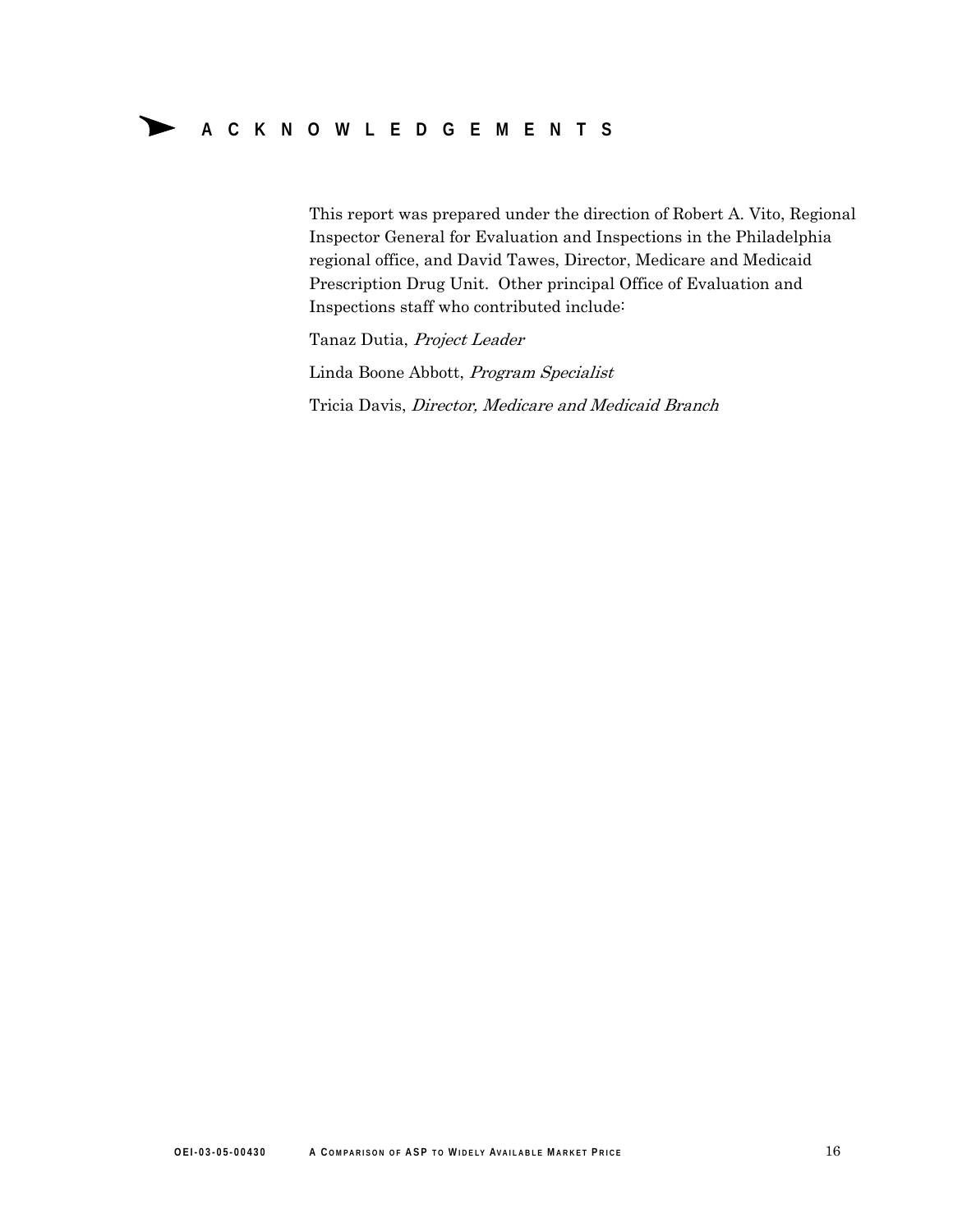# ACKNOWLEDGEMENTS

This report was prepared under the direction of Robert A. Vito, Regional Inspector General for Evaluation and Inspections in the Philadelphia regional office, and David Tawes, Director, Medicare and Medicaid Prescription Drug Unit. Other principal Office of Evaluation and Inspections staff who contributed include:

Tanaz Dutia, *Project Leader*

Linda Boone Abbott, *Program Specialist*

Tricia Davis, *Director, Medicare and Medicaid Branch*